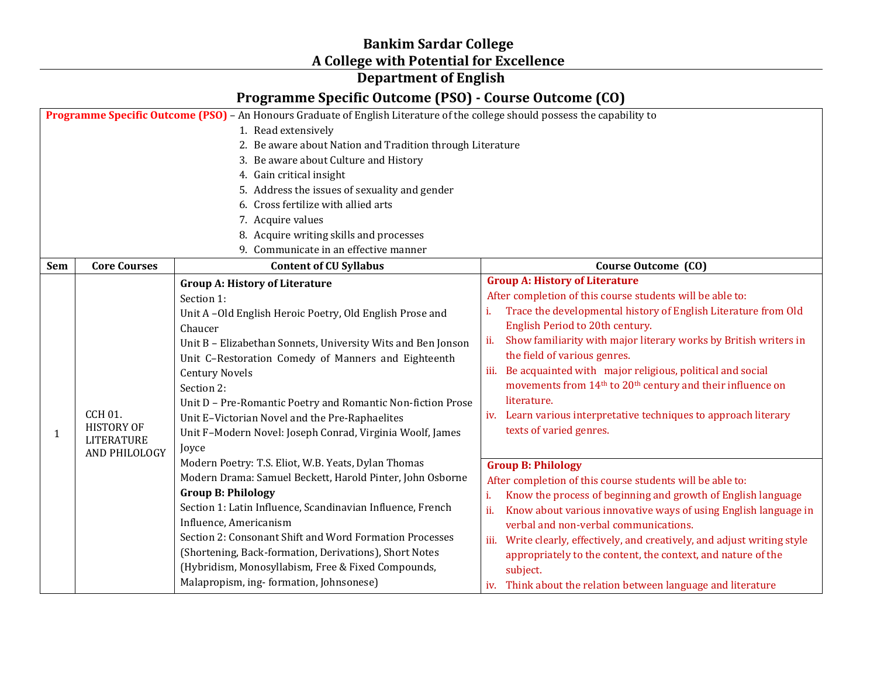# Bankim Sardar College

## A College with Potential for Excellence

## Department of English

## Programme Specific Outcome (PSO) - Course Outcome (CO)

**Programme Specific Outcome (PSO)** – An Honours Graduate of English Literature of the college should possess the capability to

1. Read extensively
2. Be aware about Nation and Tradition through Literature
3. Be aware about Culture and History
4. Gain critical insight
5. Address the issues of sexuality and gender
6. Cross fertilize with allied arts
7. Acquire values
8. Acquire writing skills and processes
9. Communicate in an effective manner

| Sem | Core Courses | Content of CU Syllabus | Course Outcome (CO) |
|---|---|---|---|
| 1 | CCH 01. HISTORY OF LITERATURE AND PHILOLOGY | **Group A: History of Literature**<br>Section 1:<br>Unit A –Old English Heroic Poetry, Old English Prose and Chaucer<br>Unit B – Elizabethan Sonnets, University Wits and Ben Jonson<br>Unit C–Restoration Comedy of Manners and Eighteenth Century Novels<br>Section 2:<br>Unit D – Pre-Romantic Poetry and Romantic Non-fiction Prose<br>Unit E–Victorian Novel and the Pre-Raphaelites<br>Unit F–Modern Novel: Joseph Conrad, Virginia Woolf, James Joyce<br>Modern Poetry: T.S. Eliot, W.B. Yeats, Dylan Thomas<br>Modern Drama: Samuel Beckett, Harold Pinter, John Osborne | **Group A: History of Literature**<br>After completion of this course students will be able to:<br>i. Trace the developmental history of English Literature from Old English Period to 20th century.<br>ii. Show familiarity with major literary works by British writers in the field of various genres.<br>iii. Be acquainted with major religious, political and social movements from 14th to 20th century and their influence on literature.<br>iv. Learn various interpretative techniques to approach literary texts of varied genres. |
| | | **Group B: Philology**<br>Section 1: Latin Influence, Scandinavian Influence, French Influence, Americanism<br>Section 2: Consonant Shift and Word Formation Processes (Shortening, Back-formation, Derivations), Short Notes (Hybridism, Monosyllabism, Free & Fixed Compounds, Malapropism, ing- formation, Johnsonese) | **Group B: Philology**<br>After completion of this course students will be able to:<br>i. Know the process of beginning and growth of English language<br>ii. Know about various innovative ways of using English language in verbal and non-verbal communications.<br>iii. Write clearly, effectively, and creatively, and adjust writing style appropriately to the content, the context, and nature of the subject.<br>iv. Think about the relation between language and literature |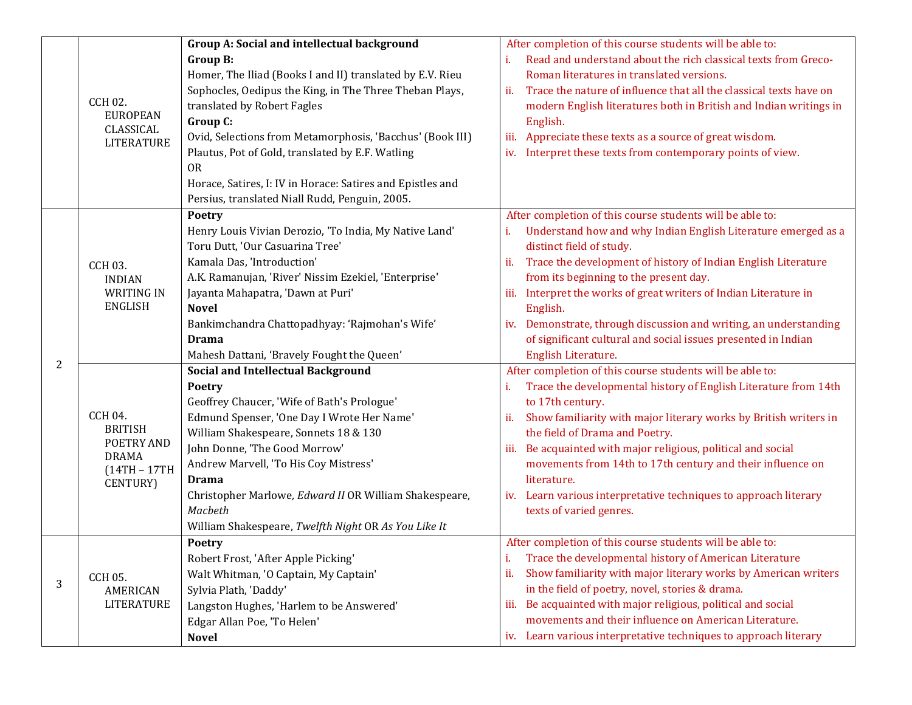| | | | |
|---|---|---|---|
| | CCH 02. EUROPEAN CLASSICAL LITERATURE | **Group A: Social and intellectual background**<br>**Group B:**<br>Homer, The Iliad (Books I and II) translated by E.V. Rieu<br>Sophocles, Oedipus the King, in The Three Theban Plays, translated by Robert Fagles<br>**Group C:**<br>Ovid, Selections from Metamorphosis, 'Bacchus' (Book III)<br>Plautus, Pot of Gold, translated by E.F. Watling<br>OR<br>Horace, Satires, I: IV in Horace: Satires and Epistles and Persius, translated Niall Rudd, Penguin, 2005. | After completion of this course students will be able to:<br>i. Read and understand about the rich classical texts from Greco-Roman literatures in translated versions.<br>ii. Trace the nature of influence that all the classical texts have on modern English literatures both in British and Indian writings in English.<br>iii. Appreciate these texts as a source of great wisdom.<br>iv. Interpret these texts from contemporary points of view. |
| 2 | CCH 03. INDIAN WRITING IN ENGLISH | **Poetry**<br>Henry Louis Vivian Derozio, 'To India, My Native Land'<br>Toru Dutt, 'Our Casuarina Tree'<br>Kamala Das, 'Introduction'<br>A.K. Ramanujan, 'River' Nissim Ezekiel, 'Enterprise'<br>Jayanta Mahapatra, 'Dawn at Puri'<br>**Novel**<br>Bankimchandra Chattopadhyay: 'Rajmohan's Wife'<br>**Drama**<br>Mahesh Dattani, 'Bravely Fought the Queen' | After completion of this course students will be able to:<br>i. Understand how and why Indian English Literature emerged as a distinct field of study.<br>ii. Trace the development of history of Indian English Literature from its beginning to the present day.<br>iii. Interpret the works of great writers of Indian Literature in English.<br>iv. Demonstrate, through discussion and writing, an understanding of significant cultural and social issues presented in Indian English Literature. |
| | CCH 04. BRITISH POETRY AND DRAMA (14TH – 17TH CENTURY) | **Social and Intellectual Background**<br>**Poetry**<br>Geoffrey Chaucer, 'Wife of Bath's Prologue'<br>Edmund Spenser, 'One Day I Wrote Her Name'<br>William Shakespeare, Sonnets 18 & 130<br>John Donne, 'The Good Morrow'<br>Andrew Marvell, 'To His Coy Mistress'<br>**Drama**<br>Christopher Marlowe, *Edward II* OR William Shakespeare, *Macbeth*<br>William Shakespeare, *Twelfth Night* OR *As You Like It* | After completion of this course students will be able to:<br>i. Trace the developmental history of English Literature from 14th to 17th century.<br>ii. Show familiarity with major literary works by British writers in the field of Drama and Poetry.<br>iii. Be acquainted with major religious, political and social movements from 14th to 17th century and their influence on literature.<br>iv. Learn various interpretative techniques to approach literary texts of varied genres. |
| 3 | CCH 05. AMERICAN LITERATURE | **Poetry**<br>Robert Frost, 'After Apple Picking'<br>Walt Whitman, 'O Captain, My Captain'<br>Sylvia Plath, 'Daddy'<br>Langston Hughes, 'Harlem to be Answered'<br>Edgar Allan Poe, 'To Helen'<br>**Novel** | After completion of this course students will be able to:<br>i. Trace the developmental history of American Literature<br>ii. Show familiarity with major literary works by American writers in the field of poetry, novel, stories & drama.<br>iii. Be acquainted with major religious, political and social movements and their influence on American Literature.<br>iv. Learn various interpretative techniques to approach literary |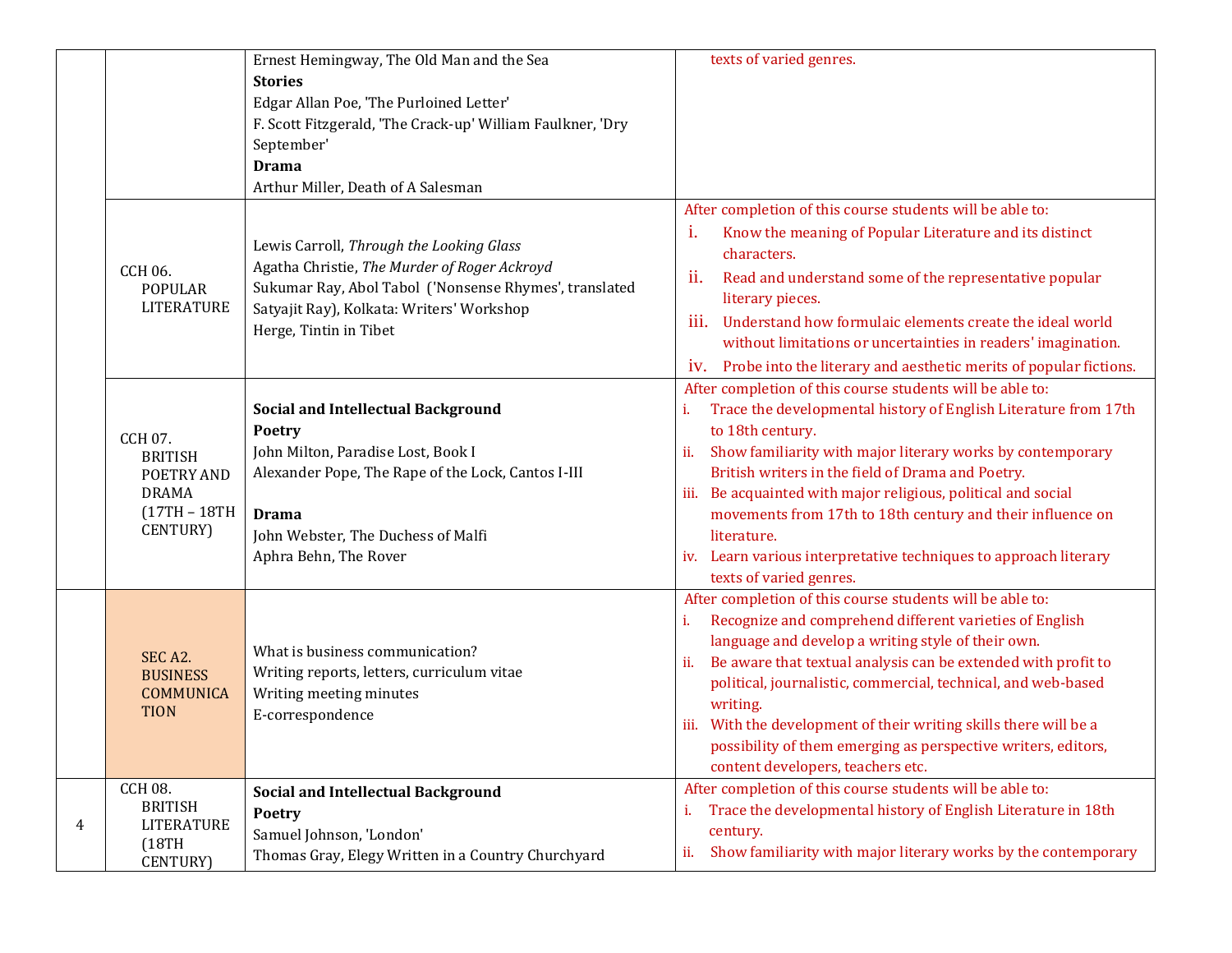| | | | |
|---|---|---|---|
| | | Ernest Hemingway, The Old Man and the Sea<br>**Stories**<br>Edgar Allan Poe, 'The Purloined Letter'<br>F. Scott Fitzgerald, 'The Crack-up' William Faulkner, 'Dry September'<br>**Drama**<br>Arthur Miller, Death of A Salesman | texts of varied genres. |
| | CCH 06. POPULAR LITERATURE | Lewis Carroll, *Through the Looking Glass*<br>Agatha Christie, *The Murder of Roger Ackroyd*<br>Sukumar Ray, Abol Tabol ('Nonsense Rhymes', translated Satyajit Ray), Kolkata: Writers' Workshop<br>Herge, Tintin in Tibet | After completion of this course students will be able to:<br>i. Know the meaning of Popular Literature and its distinct characters.<br>ii. Read and understand some of the representative popular literary pieces.<br>iii. Understand how formulaic elements create the ideal world without limitations or uncertainties in readers' imagination.<br>iv. Probe into the literary and aesthetic merits of popular fictions. |
| | CCH 07. BRITISH POETRY AND DRAMA (17TH – 18TH CENTURY) | **Social and Intellectual Background**<br>**Poetry**<br>John Milton, Paradise Lost, Book I<br>Alexander Pope, The Rape of the Lock, Cantos I-III<br>**Drama**<br>John Webster, The Duchess of Malfi<br>Aphra Behn, The Rover | After completion of this course students will be able to:<br>i. Trace the developmental history of English Literature from 17th to 18th century.<br>ii. Show familiarity with major literary works by contemporary British writers in the field of Drama and Poetry.<br>iii. Be acquainted with major religious, political and social movements from 17th to 18th century and their influence on literature.<br>iv. Learn various interpretative techniques to approach literary texts of varied genres. |
| | SEC A2. BUSINESS COMMUNICATION | What is business communication?<br>Writing reports, letters, curriculum vitae<br>Writing meeting minutes<br>E-correspondence | After completion of this course students will be able to:<br>i. Recognize and comprehend different varieties of English language and develop a writing style of their own.<br>ii. Be aware that textual analysis can be extended with profit to political, journalistic, commercial, technical, and web-based writing.<br>iii. With the development of their writing skills there will be a possibility of them emerging as perspective writers, editors, content developers, teachers etc. |
| 4 | CCH 08. BRITISH LITERATURE (18TH CENTURY) | **Social and Intellectual Background**<br>**Poetry**<br>Samuel Johnson, 'London'<br>Thomas Gray, Elegy Written in a Country Churchyard | After completion of this course students will be able to:<br>i. Trace the developmental history of English Literature in 18th century.<br>ii. Show familiarity with major literary works by the contemporary |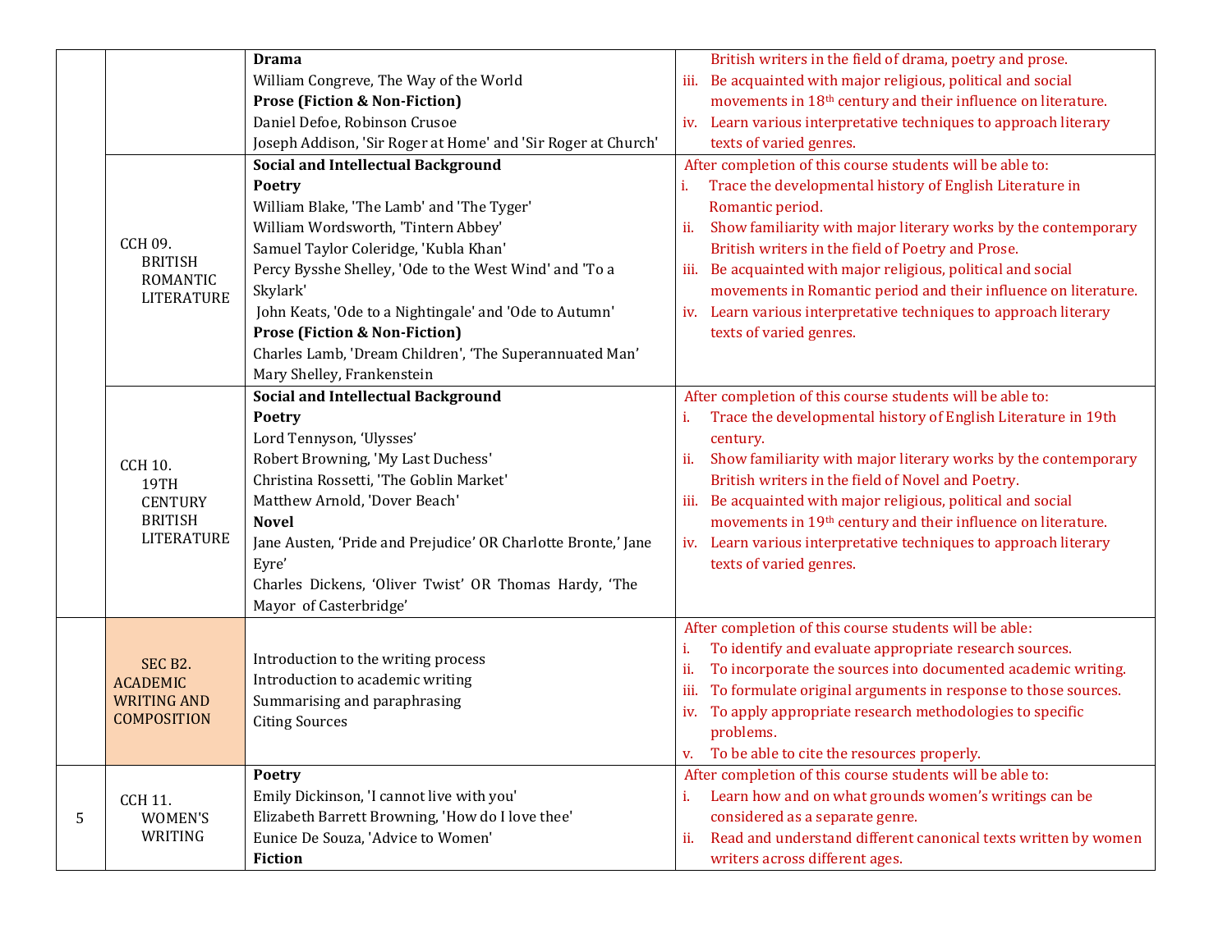| | | | |
|---|---|---|---|
| | | **Drama**<br>William Congreve, The Way of the World<br>**Prose (Fiction & Non-Fiction)**<br>Daniel Defoe, Robinson Crusoe<br>Joseph Addison, 'Sir Roger at Home' and 'Sir Roger at Church' | British writers in the field of drama, poetry and prose.<br>iii. Be acquainted with major religious, political and social movements in 18th century and their influence on literature.<br>iv. Learn various interpretative techniques to approach literary texts of varied genres. |
| | CCH 09. BRITISH ROMANTIC LITERATURE | **Social and Intellectual Background**<br>**Poetry**<br>William Blake, 'The Lamb' and 'The Tyger'<br>William Wordsworth, 'Tintern Abbey'<br>Samuel Taylor Coleridge, 'Kubla Khan'<br>Percy Bysshe Shelley, 'Ode to the West Wind' and 'To a Skylark'<br>John Keats, 'Ode to a Nightingale' and 'Ode to Autumn'<br>**Prose (Fiction & Non-Fiction)**<br>Charles Lamb, 'Dream Children', 'The Superannuated Man'<br>Mary Shelley, Frankenstein | After completion of this course students will be able to:<br>i. Trace the developmental history of English Literature in Romantic period.<br>ii. Show familiarity with major literary works by the contemporary British writers in the field of Poetry and Prose.<br>iii. Be acquainted with major religious, political and social movements in Romantic period and their influence on literature.<br>iv. Learn various interpretative techniques to approach literary texts of varied genres. |
| | CCH 10. 19TH CENTURY BRITISH LITERATURE | **Social and Intellectual Background**<br>**Poetry**<br>Lord Tennyson, 'Ulysses'<br>Robert Browning, 'My Last Duchess'<br>Christina Rossetti, 'The Goblin Market'<br>Matthew Arnold, 'Dover Beach'<br>**Novel**<br>Jane Austen, 'Pride and Prejudice' OR Charlotte Bronte,' Jane Eyre'<br>Charles Dickens, 'Oliver Twist' OR Thomas Hardy, 'The Mayor of Casterbridge' | After completion of this course students will be able to:<br>i. Trace the developmental history of English Literature in 19th century.<br>ii. Show familiarity with major literary works by the contemporary British writers in the field of Novel and Poetry.<br>iii. Be acquainted with major religious, political and social movements in 19th century and their influence on literature.<br>iv. Learn various interpretative techniques to approach literary texts of varied genres. |
| | SEC B2. ACADEMIC WRITING AND COMPOSITION | Introduction to the writing process<br>Introduction to academic writing<br>Summarising and paraphrasing<br>Citing Sources | After completion of this course students will be able:<br>i. To identify and evaluate appropriate research sources.<br>ii. To incorporate the sources into documented academic writing.<br>iii. To formulate original arguments in response to those sources.<br>iv. To apply appropriate research methodologies to specific problems.<br>v. To be able to cite the resources properly. |
| 5 | CCH 11. WOMEN'S WRITING | **Poetry**<br>Emily Dickinson, 'I cannot live with you'<br>Elizabeth Barrett Browning, 'How do I love thee'<br>Eunice De Souza, 'Advice to Women'<br>**Fiction** | After completion of this course students will be able to:<br>i. Learn how and on what grounds women's writings can be considered as a separate genre.<br>ii. Read and understand different canonical texts written by women writers across different ages. |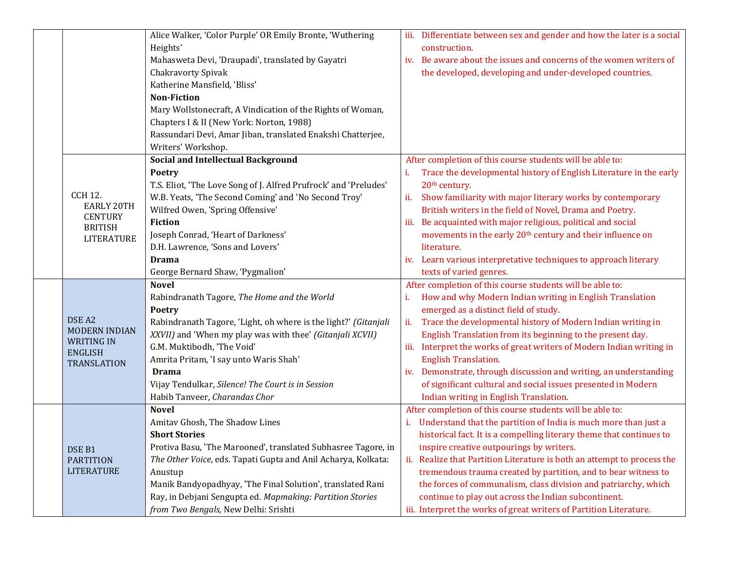| | | | |
|---|---|---|---|
| | | Alice Walker, 'Color Purple' OR Emily Bronte, 'Wuthering Heights'<br>Mahasweta Devi, 'Draupadi', translated by Gayatri Chakravorty Spivak<br>Katherine Mansfield, 'Bliss'<br>**Non-Fiction**<br>Mary Wollstonecraft, A Vindication of the Rights of Woman, Chapters I & II (New York: Norton, 1988)<br>Rassundari Devi, Amar Jiban, translated Enakshi Chatterjee, Writers' Workshop. | iii. Differentiate between sex and gender and how the later is a social construction.<br>iv. Be aware about the issues and concerns of the women writers of the developed, developing and under-developed countries. |
| | CCH 12. EARLY 20TH CENTURY BRITISH LITERATURE | **Social and Intellectual Background**<br>**Poetry**<br>T.S. Eliot, 'The Love Song of J. Alfred Prufrock' and 'Preludes'<br>W.B. Yeats, 'The Second Coming' and 'No Second Troy'<br>Wilfred Owen, 'Spring Offensive'<br>**Fiction**<br>Joseph Conrad, 'Heart of Darkness'<br>D.H. Lawrence, 'Sons and Lovers'<br>**Drama**<br>George Bernard Shaw, 'Pygmalion' | After completion of this course students will be able to:<br>i. Trace the developmental history of English Literature in the early 20th century.<br>ii. Show familiarity with major literary works by contemporary British writers in the field of Novel, Drama and Poetry.<br>iii. Be acquainted with major religious, political and social movements in the early 20th century and their influence on literature.<br>iv. Learn various interpretative techniques to approach literary texts of varied genres. |
| | DSE A2 MODERN INDIAN WRITING IN ENGLISH TRANSLATION | **Novel**<br>Rabindranath Tagore, *The Home and the World*<br>**Poetry**<br>Rabindranath Tagore, 'Light, oh where is the light?' *(Gitanjali XXVII)* and 'When my play was with thee' *(Gitanjali XCVII)*<br>G.M. Muktibodh, 'The Void'<br>Amrita Pritam, 'I say unto Waris Shah'<br>**Drama**<br>Vijay Tendulkar, *Silence! The Court is in Session*<br>Habib Tanveer, *Charandas Chor* | After completion of this course students will be able to:<br>i. How and why Modern Indian writing in English Translation emerged as a distinct field of study.<br>ii. Trace the developmental history of Modern Indian writing in English Translation from its beginning to the present day.<br>iii. Interpret the works of great writers of Modern Indian writing in English Translation.<br>iv. Demonstrate, through discussion and writing, an understanding of significant cultural and social issues presented in Modern Indian writing in English Translation. |
| | DSE B1 PARTITION LITERATURE | **Novel**<br>Amitav Ghosh, The Shadow Lines<br>**Short Stories**<br>Protiva Basu, 'The Marooned', translated Subhasree Tagore, in *The Other Voice*, eds. Tapati Gupta and Anil Acharya, Kolkata: Anustup<br>Manik Bandyopadhyay, 'The Final Solution', translated Rani Ray, in Debjani Sengupta ed. *Mapmaking: Partition Stories from Two Bengals*, New Delhi: Srishti | After completion of this course students will be able to:<br>i. Understand that the partition of India is much more than just a historical fact. It is a compelling literary theme that continues to inspire creative outpourings by writers.<br>ii. Realize that Partition Literature is both an attempt to process the tremendous trauma created by partition, and to bear witness to the forces of communalism, class division and patriarchy, which continue to play out across the Indian subcontinent.<br>iii. Interpret the works of great writers of Partition Literature. |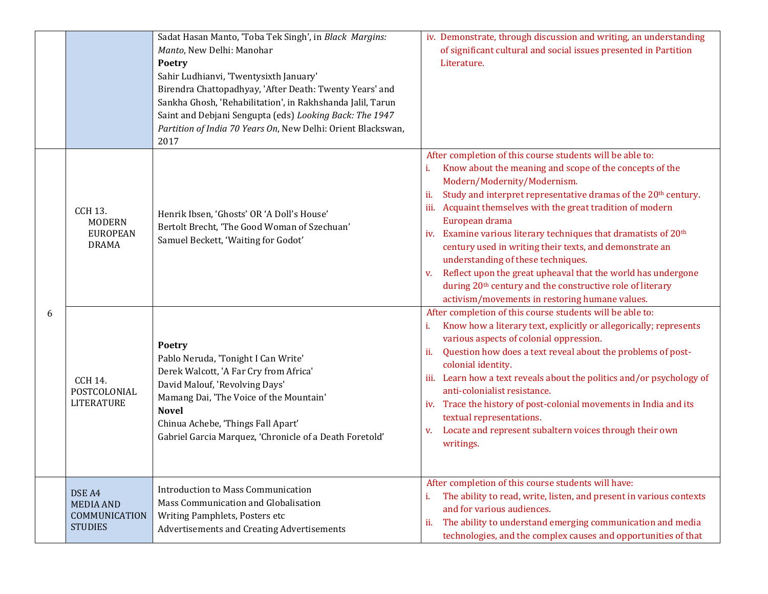| | | | |
|---|---|---|---|
| | | Sadat Hasan Manto, 'Toba Tek Singh', in *Black Margins: Manto*, New Delhi: Manohar<br>**Poetry**<br>Sahir Ludhianvi, 'Twentysixth January'<br>Birendra Chattopadhyay, 'After Death: Twenty Years' and Sankha Ghosh, 'Rehabilitation', in Rakhshanda Jalil, Tarun Saint and Debjani Sengupta (eds) *Looking Back: The 1947 Partition of India 70 Years On*, New Delhi: Orient Blackswan, 2017 | iv. Demonstrate, through discussion and writing, an understanding of significant cultural and social issues presented in Partition Literature. |
| 6 | CCH 13. MODERN EUROPEAN DRAMA | Henrik Ibsen, 'Ghosts' OR 'A Doll's House'<br>Bertolt Brecht, 'The Good Woman of Szechuan'<br>Samuel Beckett, 'Waiting for Godot' | After completion of this course students will be able to:<br>i. Know about the meaning and scope of the concepts of the Modern/Modernity/Modernism.<br>ii. Study and interpret representative dramas of the 20th century.<br>iii. Acquaint themselves with the great tradition of modern European drama<br>iv. Examine various literary techniques that dramatists of 20th century used in writing their texts, and demonstrate an understanding of these techniques.<br>v. Reflect upon the great upheaval that the world has undergone during 20th century and the constructive role of literary activism/movements in restoring humane values. |
| | CCH 14. POSTCOLONIAL LITERATURE | **Poetry**<br>Pablo Neruda, 'Tonight I Can Write'<br>Derek Walcott, 'A Far Cry from Africa'<br>David Malouf, 'Revolving Days'<br>Mamang Dai, 'The Voice of the Mountain'<br>**Novel**<br>Chinua Achebe, 'Things Fall Apart'<br>Gabriel Garcia Marquez, 'Chronicle of a Death Foretold' | After completion of this course students will be able to:<br>i. Know how a literary text, explicitly or allegorically; represents various aspects of colonial oppression.<br>ii. Question how does a text reveal about the problems of post-colonial identity.<br>iii. Learn how a text reveals about the politics and/or psychology of anti-colonialist resistance.<br>iv. Trace the history of post-colonial movements in India and its textual representations.<br>v. Locate and represent subaltern voices through their own writings. |
| | DSE A4 MEDIA AND COMMUNICATION STUDIES | Introduction to Mass Communication<br>Mass Communication and Globalisation<br>Writing Pamphlets, Posters etc<br>Advertisements and Creating Advertisements | After completion of this course students will have:<br>i. The ability to read, write, listen, and present in various contexts and for various audiences.<br>ii. The ability to understand emerging communication and media technologies, and the complex causes and opportunities of that |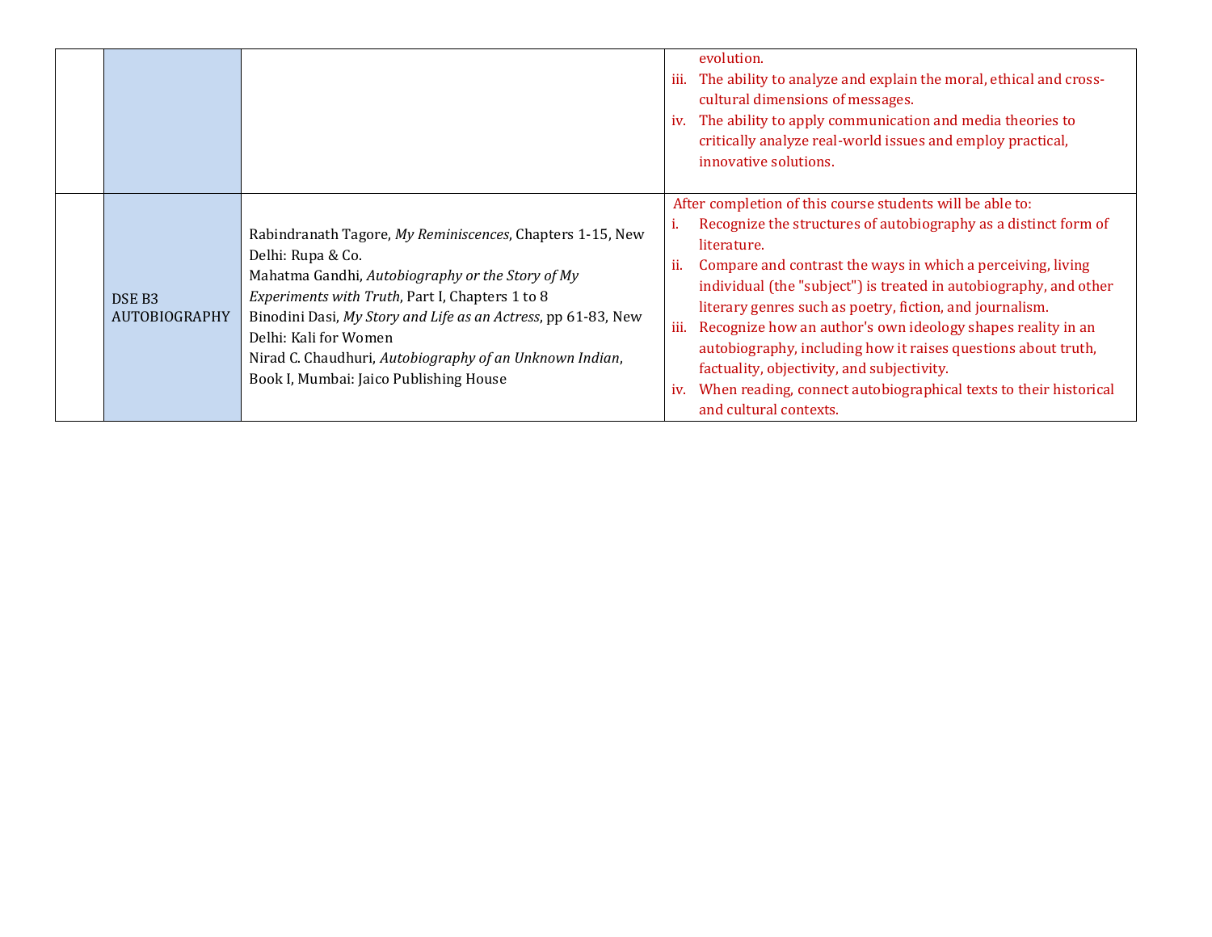| | | | |
|---|---|---|---|
| | | | evolution.<br>iii. The ability to analyze and explain the moral, ethical and cross-cultural dimensions of messages.<br>iv. The ability to apply communication and media theories to critically analyze real-world issues and employ practical, innovative solutions. |
| | DSE B3 AUTOBIOGRAPHY | Rabindranath Tagore, *My Reminiscences*, Chapters 1-15, New Delhi: Rupa & Co.<br>Mahatma Gandhi, *Autobiography or the Story of My Experiments with Truth*, Part I, Chapters 1 to 8<br>Binodini Dasi, *My Story and Life as an Actress*, pp 61-83, New Delhi: Kali for Women<br>Nirad C. Chaudhuri, *Autobiography of an Unknown Indian*, Book I, Mumbai: Jaico Publishing House | After completion of this course students will be able to:<br>i. Recognize the structures of autobiography as a distinct form of literature.<br>ii. Compare and contrast the ways in which a perceiving, living individual (the "subject") is treated in autobiography, and other literary genres such as poetry, fiction, and journalism.<br>iii. Recognize how an author's own ideology shapes reality in an autobiography, including how it raises questions about truth, factuality, objectivity, and subjectivity.<br>iv. When reading, connect autobiographical texts to their historical and cultural contexts. |